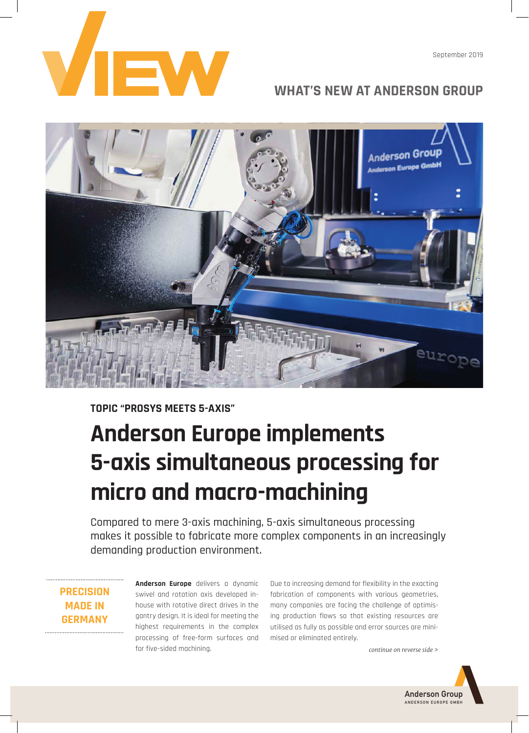# VIEW

September 2019

## WHAT'S NEW AT ANDERSON GROUP

**TOPIC "PROSYS MEETS 5-AXIS"**

# Anderson Europe implements 5-axis simultaneous processing for micro and macro-machining

Compared to mere 3-axis machining, 5-axis simultaneous processing makes it possible to fabricate more complex components in an increasingly demanding production environment.

**PRECISION MADE IN GERMANY**

**Anderson Europe** delivers a dynamic swivel and rotation axis developed in-house with rotative direct drives in the gantry design. It is ideal for meeting the highest requirements in the complex processing of free-form surfaces and for five-sided machining.

Due to increasing demand for flexibility in the exacting fabrication of components with various geometries, many companies are facing the challenge of optimising production flows so that existing resources are utilised as fully as possible and error sources are minimised or eliminated entirely.

*continue on reverse side >*

Anderson Group
ANDERSON EUROPE GMBH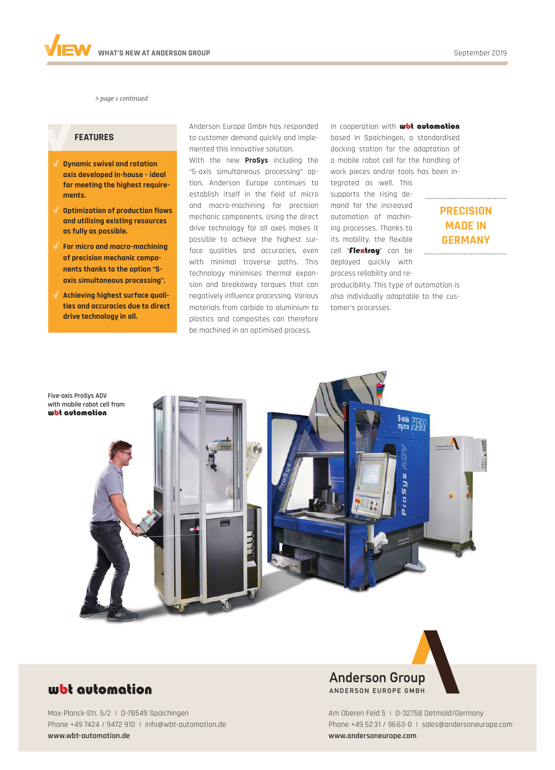*> page 1 continued*

## FEATURES

- **Dynamic swivel and rotation axis developed in-house - ideal for meeting the highest requirements.**
- **Optimization of production flows and utilising existing resources as fully as possible.**
- **For micro and macro-machining of precision mechanic components thanks to the option "5-axis simultaneous processing".**
- **Achieving highest surface qualities and accuracies due to direct drive technology in all.**

Anderson Europe GmbH has responded to customer demand quickly and implemented this innovative solution.

With the new **ProSys** including the "5-axis simultaneous processing" option, Anderson Europe continues to establish itself in the field of micro and macro-machining for precision mechanic components. Using the direct drive technology for all axes makes it possible to achieve the highest surface qualities and accuracies, even with minimal traverse paths. This technology minimises thermal expansion and breakaway torques that can negatively influence processing. Various materials from carbide to aluminium to plastics and composites can therefore be machined in an optimised process.

In cooperation with **wbt automation** based in Spaichingen, a standardised docking station for the adaptation of a mobile robot cell for the handling of work pieces and/or tools has been integrated as well. This supports the rising demand for the increased automation of machining processes. Thanks to its mobility, the flexible cell "**Flextray**" can be deployed quickly with process reliability and reproducibility. This type of automation is also individually adaptable to the customer's processes.

**PRECISION MADE IN GERMANY**

Five-axis ProSys ADV with mobile robot cell from **wbt automation**

**wbt automation**

Max-Planck-Str. 5/2 | D-78549 Spaichingen
Phone +49 7424 / 9472 910 | info@wbt-automation.de
**www.wbt-automation.de**

**Anderson Group**
ANDERSON EUROPE GMBH

Am Oberen Feld 5 | D-32758 Detmold/Germany
Phone +49 5231 / 9663-0 | sales@andersoneurope.com
**www.andersoneurope.com**